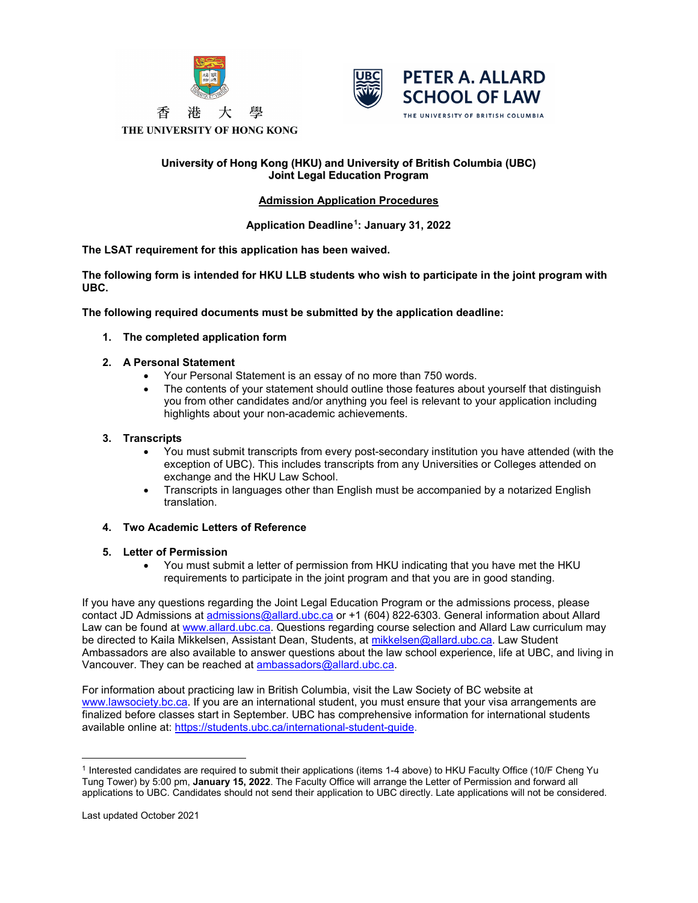香 港 大 學

THE UNIVERSITY OF HONG KONG

PETER A. ALLARD SCHOOL OF LAW

THE UNIVERSITY OF BRITISH COLUMBIA

**University of Hong Kong (HKU) and University of British Columbia (UBC)
Joint Legal Education Program**

**Admission Application Procedures**

**Application Deadline[1]: January 31, 2022**

**The LSAT requirement for this application has been waived.**

**The following form is intended for HKU LLB students who wish to participate in the joint program with UBC.**

**The following required documents must be submitted by the application deadline:**

1. **The completed application form**

2. **A Personal Statement**
   - Your Personal Statement is an essay of no more than 750 words.
   - The contents of your statement should outline those features about yourself that distinguish you from other candidates and/or anything you feel is relevant to your application including highlights about your non-academic achievements.

3. **Transcripts**
   - You must submit transcripts from every post-secondary institution you have attended (with the exception of UBC). This includes transcripts from any Universities or Colleges attended on exchange and the HKU Law School.
   - Transcripts in languages other than English must be accompanied by a notarized English translation.

4. **Two Academic Letters of Reference**

5. **Letter of Permission**
   - You must submit a letter of permission from HKU indicating that you have met the HKU requirements to participate in the joint program and that you are in good standing.

If you have any questions regarding the Joint Legal Education Program or the admissions process, please contact JD Admissions at admissions@allard.ubc.ca or +1 (604) 822-6303. General information about Allard Law can be found at www.allard.ubc.ca. Questions regarding course selection and Allard Law curriculum may be directed to Kaila Mikkelsen, Assistant Dean, Students, at mikkelsen@allard.ubc.ca. Law Student Ambassadors are also available to answer questions about the law school experience, life at UBC, and living in Vancouver. They can be reached at ambassadors@allard.ubc.ca.

For information about practicing law in British Columbia, visit the Law Society of BC website at www.lawsociety.bc.ca. If you are an international student, you must ensure that your visa arrangements are finalized before classes start in September. UBC has comprehensive information for international students available online at: https://students.ubc.ca/international-student-guide.

[1] Interested candidates are required to submit their applications (items 1-4 above) to HKU Faculty Office (10/F Cheng Yu Tung Tower) by 5:00 pm, **January 15, 2022**. The Faculty Office will arrange the Letter of Permission and forward all applications to UBC. Candidates should not send their application to UBC directly. Late applications will not be considered.

Last updated October 2021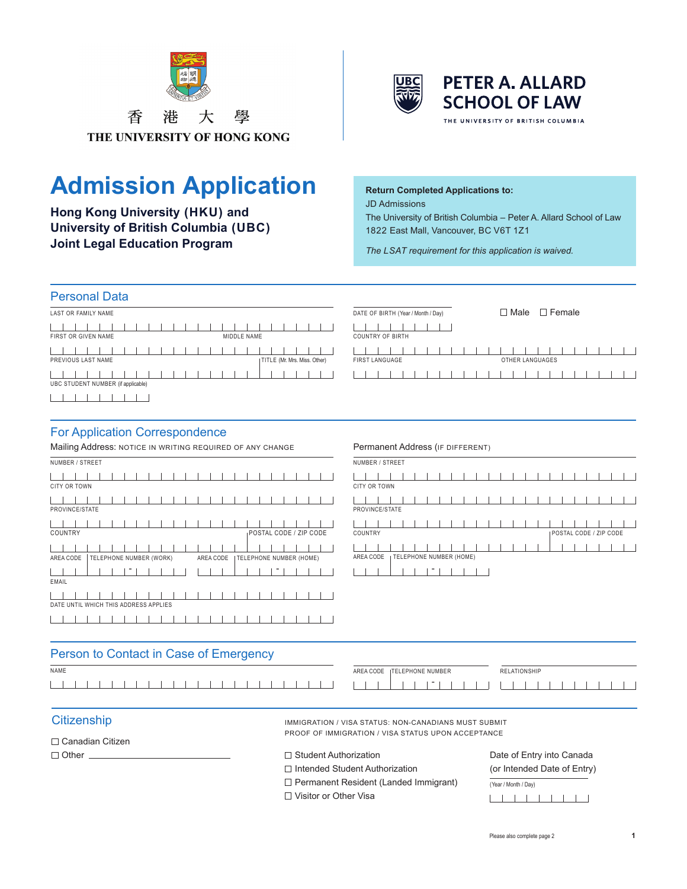香 港 大 學
THE UNIVERSITY OF HONG KONG

PETER A. ALLARD
SCHOOL OF LAW
THE UNIVERSITY OF BRITISH COLUMBIA

# Admission Application

**Hong Kong University (HKU) and University of British Columbia (UBC) Joint Legal Education Program**

**Return Completed Applications to:**
JD Admissions
The University of British Columbia – Peter A. Allard School of Law
1822 East Mall, Vancouver, BC V6T 1Z1

*The LSAT requirement for this application is waived.*

## Personal Data

LAST OR FAMILY NAME

FIRST OR GIVEN NAME

MIDDLE NAME

PREVIOUS LAST NAME

TITLE (Mr. Mrs. Miss. Other)

UBC STUDENT NUMBER (if applicable)

DATE OF BIRTH (Year / Month / Day)

☐ Male ☐ Female

COUNTRY OF BIRTH

FIRST LANGUAGE

OTHER LANGUAGES

## For Application Correspondence

Mailing Address: NOTICE IN WRITING REQUIRED OF ANY CHANGE

NUMBER / STREET

CITY OR TOWN

PROVINCE/STATE

COUNTRY

POSTAL CODE / ZIP CODE

AREA CODE | TELEPHONE NUMBER (WORK)

AREA CODE | TELEPHONE NUMBER (HOME)

EMAIL

DATE UNTIL WHICH THIS ADDRESS APPLIES

Permanent Address (IF DIFFERENT)

NUMBER / STREET

CITY OR TOWN

PROVINCE/STATE

COUNTRY

POSTAL CODE / ZIP CODE

AREA CODE | TELEPHONE NUMBER (HOME)

## Person to Contact in Case of Emergency

NAME

AREA CODE | TELEPHONE NUMBER

RELATIONSHIP

## Citizenship

☐ Canadian Citizen
☐ Other ______________________

IMMIGRATION / VISA STATUS: NON-CANADIANS MUST SUBMIT PROOF OF IMMIGRATION / VISA STATUS UPON ACCEPTANCE

☐ Student Authorization
☐ Intended Student Authorization
☐ Permanent Resident (Landed Immigrant)
☐ Visitor or Other Visa

Date of Entry into Canada
(or Intended Date of Entry)
(Year / Month / Day)

Please also complete page 2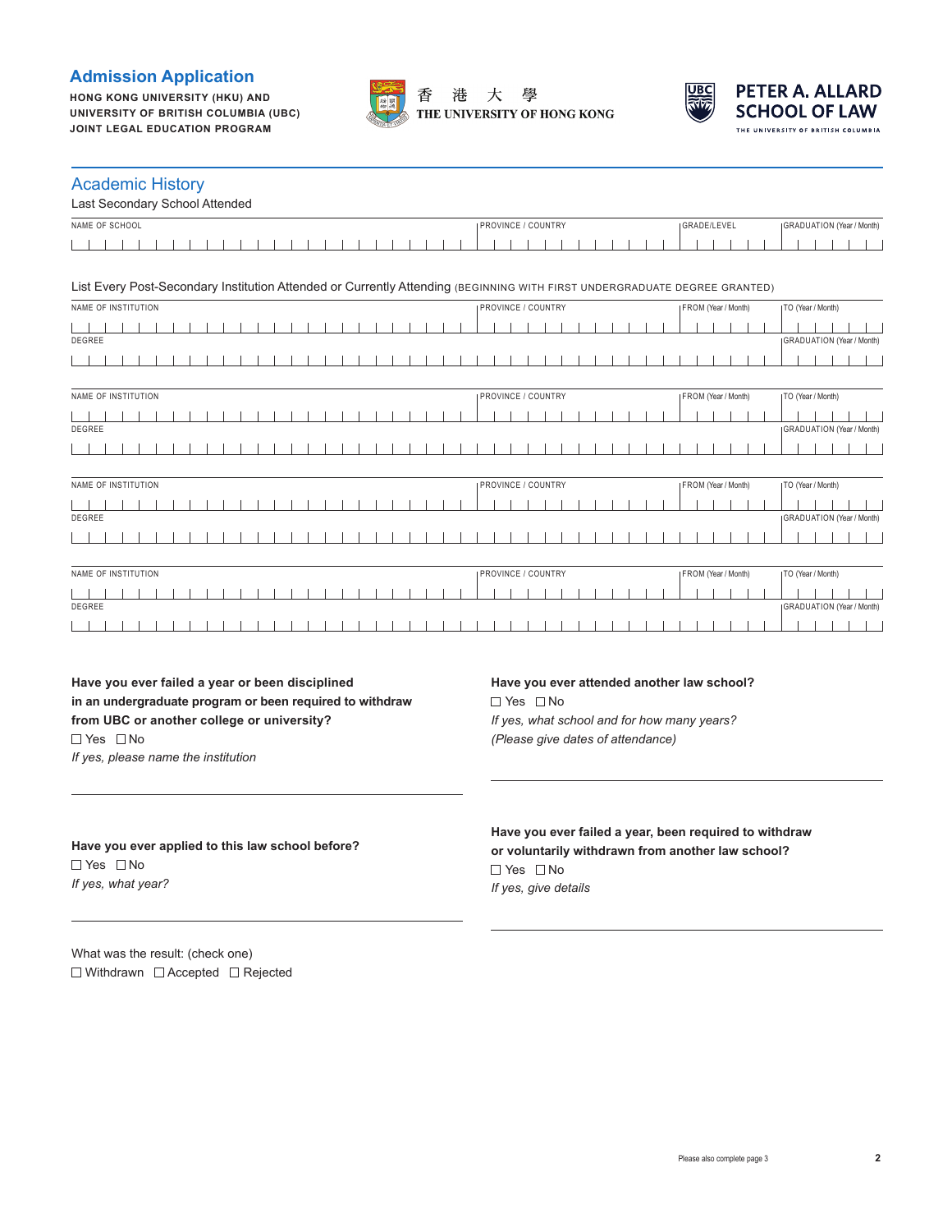## Admission Application

**HONG KONG UNIVERSITY (HKU) AND UNIVERSITY OF BRITISH COLUMBIA (UBC) JOINT LEGAL EDUCATION PROGRAM**

香 港 大 學
THE UNIVERSITY OF HONG KONG

PETER A. ALLARD SCHOOL OF LAW
THE UNIVERSITY OF BRITISH COLUMBIA

## Academic History

Last Secondary School Attended

| NAME OF SCHOOL | PROVINCE / COUNTRY | GRADE/LEVEL | GRADUATION (Year / Month) |
|---|---|---|---|
| | | | |

List Every Post-Secondary Institution Attended or Currently Attending (BEGINNING WITH FIRST UNDERGRADUATE DEGREE GRANTED)

| NAME OF INSTITUTION | PROVINCE / COUNTRY | FROM (Year / Month) | TO (Year / Month) |
|---|---|---|---|
| | | | |
| DEGREE | | | GRADUATION (Year / Month) |
| | | | |

| NAME OF INSTITUTION | PROVINCE / COUNTRY | FROM (Year / Month) | TO (Year / Month) |
|---|---|---|---|
| | | | |
| DEGREE | | | GRADUATION (Year / Month) |
| | | | |

| NAME OF INSTITUTION | PROVINCE / COUNTRY | FROM (Year / Month) | TO (Year / Month) |
|---|---|---|---|
| | | | |
| DEGREE | | | GRADUATION (Year / Month) |
| | | | |

| NAME OF INSTITUTION | PROVINCE / COUNTRY | FROM (Year / Month) | TO (Year / Month) |
|---|---|---|---|
| | | | |
| DEGREE | | | GRADUATION (Year / Month) |
| | | | |

**Have you ever failed a year or been disciplined in an undergraduate program or been required to withdraw from UBC or another college or university?**

☐ Yes ☐ No

*If yes, please name the institution*

______________________________

**Have you ever attended another law school?**

☐ Yes ☐ No

*If yes, what school and for how many years?*
*(Please give dates of attendance)*

______________________________

**Have you ever applied to this law school before?**

☐ Yes ☐ No

*If yes, what year?*

______________________________

What was the result: (check one)

☐ Withdrawn ☐ Accepted ☐ Rejected

**Have you ever failed a year, been required to withdraw or voluntarily withdrawn from another law school?**

☐ Yes ☐ No

*If yes, give details*

______________________________

Please also complete page 3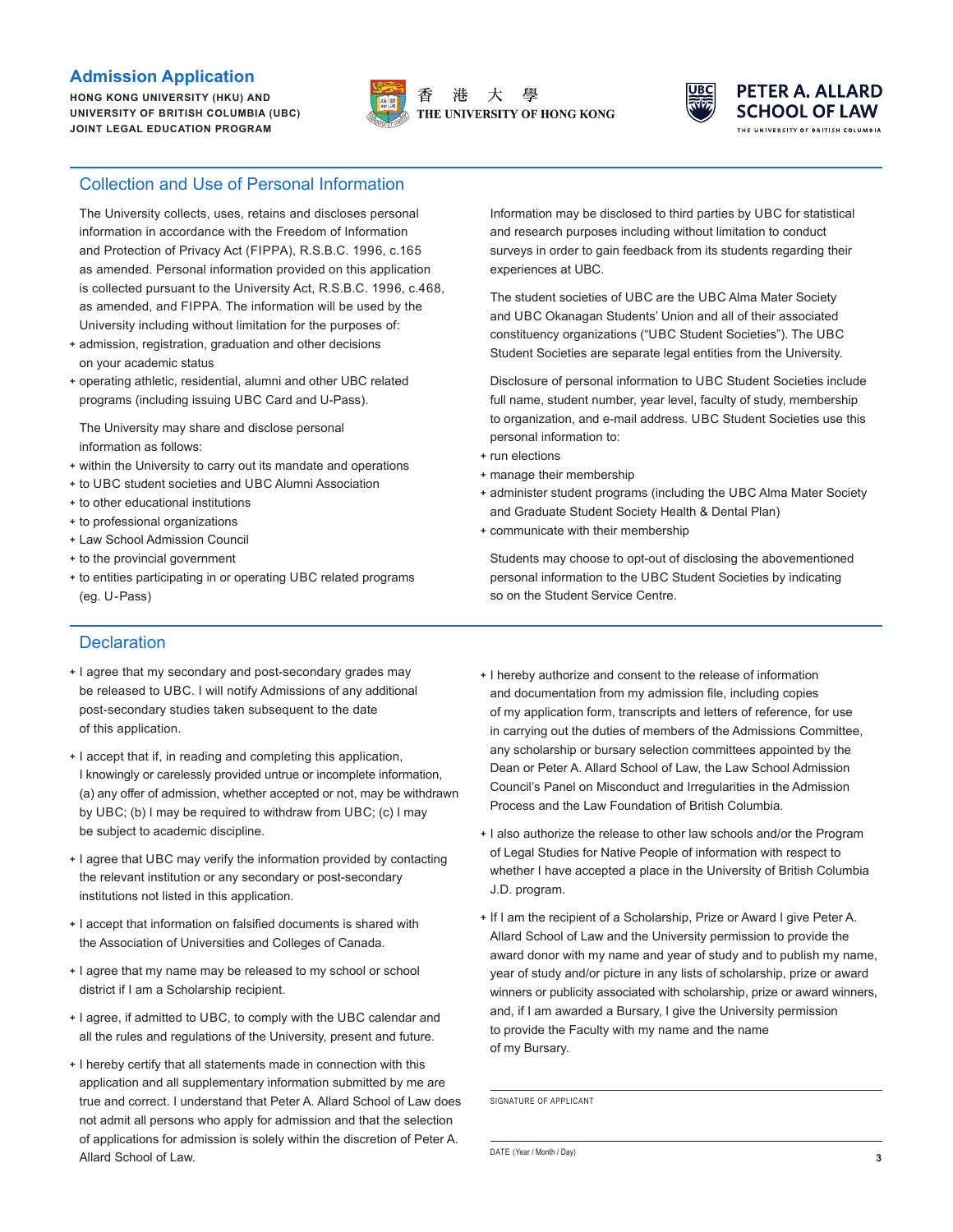# Admission Application

**HONG KONG UNIVERSITY (HKU) AND UNIVERSITY OF BRITISH COLUMBIA (UBC) JOINT LEGAL EDUCATION PROGRAM**

香 港 大 學
THE UNIVERSITY OF HONG KONG

PETER A. ALLARD SCHOOL OF LAW
THE UNIVERSITY OF BRITISH COLUMBIA

## Collection and Use of Personal Information

The University collects, uses, retains and discloses personal information in accordance with the Freedom of Information and Protection of Privacy Act (FIPPA), R.S.B.C. 1996, c.165 as amended. Personal information provided on this application is collected pursuant to the University Act, R.S.B.C. 1996, c.468, as amended, and FIPPA. The information will be used by the University including without limitation for the purposes of:

+ admission, registration, graduation and other decisions on your academic status
+ operating athletic, residential, alumni and other UBC related programs (including issuing UBC Card and U-Pass).

The University may share and disclose personal information as follows:

+ within the University to carry out its mandate and operations
+ to UBC student societies and UBC Alumni Association
+ to other educational institutions
+ to professional organizations
+ Law School Admission Council
+ to the provincial government
+ to entities participating in or operating UBC related programs (eg. U-Pass)

Information may be disclosed to third parties by UBC for statistical and research purposes including without limitation to conduct surveys in order to gain feedback from its students regarding their experiences at UBC.

The student societies of UBC are the UBC Alma Mater Society and UBC Okanagan Students' Union and all of their associated constituency organizations ("UBC Student Societies"). The UBC Student Societies are separate legal entities from the University.

Disclosure of personal information to UBC Student Societies include full name, student number, year level, faculty of study, membership to organization, and e-mail address. UBC Student Societies use this personal information to:

+ run elections
+ manage their membership
+ administer student programs (including the UBC Alma Mater Society and Graduate Student Society Health & Dental Plan)
+ communicate with their membership

Students may choose to opt-out of disclosing the abovementioned personal information to the UBC Student Societies by indicating so on the Student Service Centre.

## Declaration

+ I agree that my secondary and post-secondary grades may be released to UBC. I will notify Admissions of any additional post-secondary studies taken subsequent to the date of this application.
+ I accept that if, in reading and completing this application, I knowingly or carelessly provided untrue or incomplete information, (a) any offer of admission, whether accepted or not, may be withdrawn by UBC; (b) I may be required to withdraw from UBC; (c) I may be subject to academic discipline.
+ I agree that UBC may verify the information provided by contacting the relevant institution or any secondary or post-secondary institutions not listed in this application.
+ I accept that information on falsified documents is shared with the Association of Universities and Colleges of Canada.
+ I agree that my name may be released to my school or school district if I am a Scholarship recipient.
+ I agree, if admitted to UBC, to comply with the UBC calendar and all the rules and regulations of the University, present and future.
+ I hereby certify that all statements made in connection with this application and all supplementary information submitted by me are true and correct. I understand that Peter A. Allard School of Law does not admit all persons who apply for admission and that the selection of applications for admission is solely within the discretion of Peter A. Allard School of Law.
+ I hereby authorize and consent to the release of information and documentation from my admission file, including copies of my application form, transcripts and letters of reference, for use in carrying out the duties of members of the Admissions Committee, any scholarship or bursary selection committees appointed by the Dean or Peter A. Allard School of Law, the Law School Admission Council's Panel on Misconduct and Irregularities in the Admission Process and the Law Foundation of British Columbia.
+ I also authorize the release to other law schools and/or the Program of Legal Studies for Native People of information with respect to whether I have accepted a place in the University of British Columbia J.D. program.
+ If I am the recipient of a Scholarship, Prize or Award I give Peter A. Allard School of Law and the University permission to provide the award donor with my name and year of study and to publish my name, year of study and/or picture in any lists of scholarship, prize or award winners or publicity associated with scholarship, prize or award winners, and, if I am awarded a Bursary, I give the University permission to provide the Faculty with my name and the name of my Bursary.

SIGNATURE OF APPLICANT

DATE (Year / Month / Day)